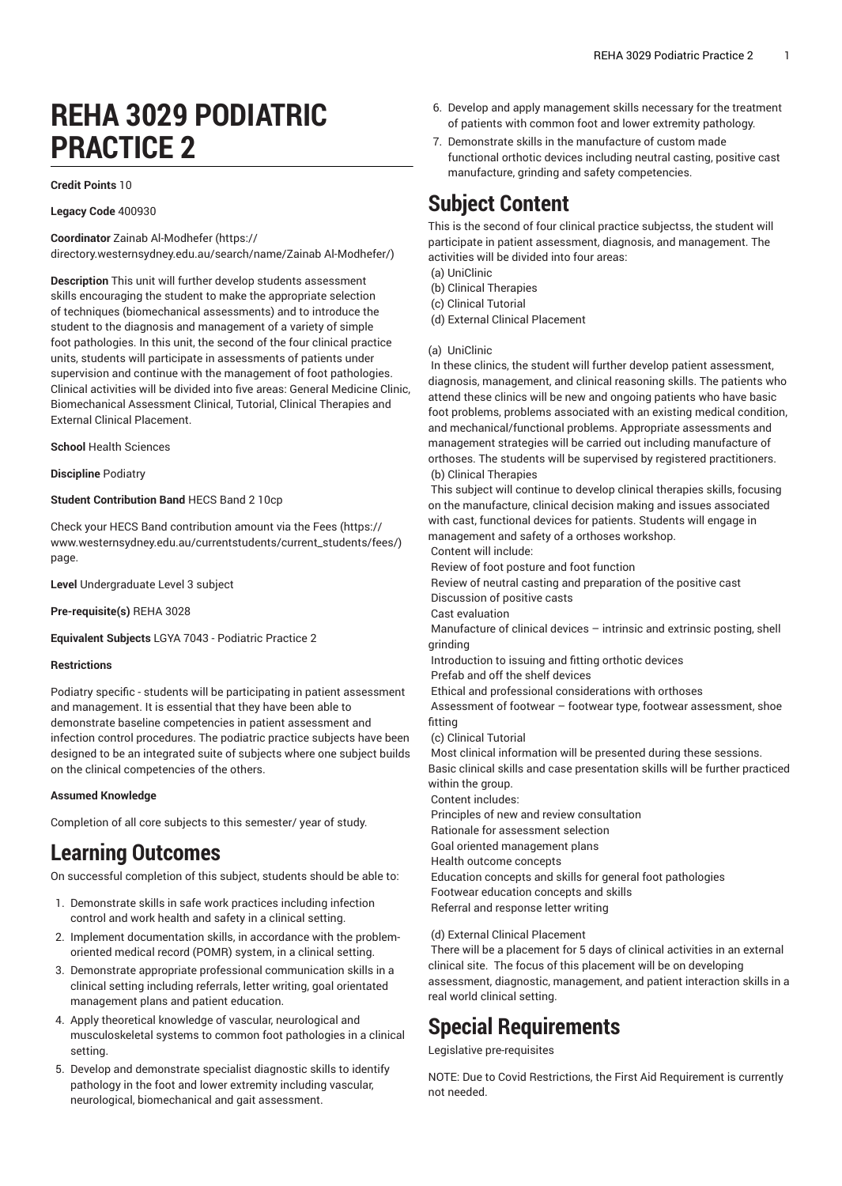# REHA 3029 PODIATRIC PRACTICE 2

**Credit Points** 10

**Legacy Code** 400930

**Coordinator** Zainab Al-Modhefer (https://directory.westernsydney.edu.au/search/name/Zainab Al-Modhefer/)

**Description** This unit will further develop students assessment skills encouraging the student to make the appropriate selection of techniques (biomechanical assessments) and to introduce the student to the diagnosis and management of a variety of simple foot pathologies. In this unit, the second of the four clinical practice units, students will participate in assessments of patients under supervision and continue with the management of foot pathologies. Clinical activities will be divided into five areas: General Medicine Clinic, Biomechanical Assessment Clinical, Tutorial, Clinical Therapies and External Clinical Placement.

**School** Health Sciences

**Discipline** Podiatry

**Student Contribution Band** HECS Band 2 10cp

Check your HECS Band contribution amount via the Fees (https://www.westernsydney.edu.au/currentstudents/current_students/fees/) page.

**Level** Undergraduate Level 3 subject

**Pre-requisite(s)** REHA 3028

**Equivalent Subjects** LGYA 7043 - Podiatric Practice 2

**Restrictions**

Podiatry specific - students will be participating in patient assessment and management. It is essential that they have been able to demonstrate baseline competencies in patient assessment and infection control procedures. The podiatric practice subjects have been designed to be an integrated suite of subjects where one subject builds on the clinical competencies of the others.

**Assumed Knowledge**

Completion of all core subjects to this semester/ year of study.

## Learning Outcomes

On successful completion of this subject, students should be able to:

1. Demonstrate skills in safe work practices including infection control and work health and safety in a clinical setting.
2. Implement documentation skills, in accordance with the problem-oriented medical record (POMR) system, in a clinical setting.
3. Demonstrate appropriate professional communication skills in a clinical setting including referrals, letter writing, goal orientated management plans and patient education.
4. Apply theoretical knowledge of vascular, neurological and musculoskeletal systems to common foot pathologies in a clinical setting.
5. Develop and demonstrate specialist diagnostic skills to identify pathology in the foot and lower extremity including vascular, neurological, biomechanical and gait assessment.
6. Develop and apply management skills necessary for the treatment of patients with common foot and lower extremity pathology.
7. Demonstrate skills in the manufacture of custom made functional orthotic devices including neutral casting, positive cast manufacture, grinding and safety competencies.

## Subject Content

This is the second of four clinical practice subjectss, the student will participate in patient assessment, diagnosis, and management. The activities will be divided into four areas:
(a) UniClinic
(b) Clinical Therapies
(c) Clinical Tutorial
(d) External Clinical Placement

(a) UniClinic
In these clinics, the student will further develop patient assessment, diagnosis, management, and clinical reasoning skills. The patients who attend these clinics will be new and ongoing patients who have basic foot problems, problems associated with an existing medical condition, and mechanical/functional problems. Appropriate assessments and management strategies will be carried out including manufacture of orthoses. The students will be supervised by registered practitioners.
(b) Clinical Therapies
This subject will continue to develop clinical therapies skills, focusing on the manufacture, clinical decision making and issues associated with cast, functional devices for patients. Students will engage in management and safety of a orthoses workshop.
Content will include:
Review of foot posture and foot function
Review of neutral casting and preparation of the positive cast
Discussion of positive casts
Cast evaluation
Manufacture of clinical devices – intrinsic and extrinsic posting, shell grinding
Introduction to issuing and fitting orthotic devices
Prefab and off the shelf devices
Ethical and professional considerations with orthoses
Assessment of footwear – footwear type, footwear assessment, shoe fitting
(c) Clinical Tutorial
Most clinical information will be presented during these sessions. Basic clinical skills and case presentation skills will be further practiced within the group.
Content includes:
Principles of new and review consultation
Rationale for assessment selection
Goal oriented management plans
Health outcome concepts
Education concepts and skills for general foot pathologies
Footwear education concepts and skills
Referral and response letter writing

(d) External Clinical Placement
There will be a placement for 5 days of clinical activities in an external clinical site. The focus of this placement will be on developing assessment, diagnostic, management, and patient interaction skills in a real world clinical setting.

## Special Requirements

Legislative pre-requisites

NOTE: Due to Covid Restrictions, the First Aid Requirement is currently not needed.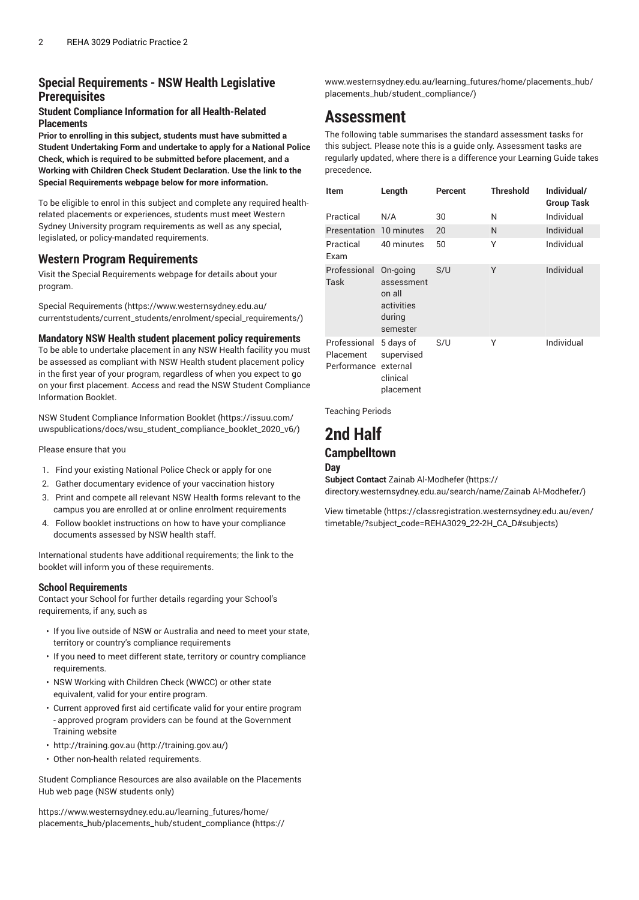## Special Requirements - NSW Health Legislative Prerequisites

### Student Compliance Information for all Health-Related Placements

**Prior to enrolling in this subject, students must have submitted a Student Undertaking Form and undertake to apply for a National Police Check, which is required to be submitted before placement, and a Working with Children Check Student Declaration. Use the link to the Special Requirements webpage below for more information.**

To be eligible to enrol in this subject and complete any required health-related placements or experiences, students must meet Western Sydney University program requirements as well as any special, legislated, or policy-mandated requirements.

## Western Program Requirements

Visit the Special Requirements webpage for details about your program.

Special Requirements (https://www.westernsydney.edu.au/currentstudents/current_students/enrolment/special_requirements/)

### Mandatory NSW Health student placement policy requirements

To be able to undertake placement in any NSW Health facility you must be assessed as compliant with NSW Health student placement policy in the first year of your program, regardless of when you expect to go on your first placement. Access and read the NSW Student Compliance Information Booklet.

NSW Student Compliance Information Booklet (https://issuu.com/uwspublications/docs/wsu_student_compliance_booklet_2020_v6/)

Please ensure that you

1. Find your existing National Police Check or apply for one
2. Gather documentary evidence of your vaccination history
3. Print and compete all relevant NSW Health forms relevant to the campus you are enrolled at or online enrolment requirements
4. Follow booklet instructions on how to have your compliance documents assessed by NSW health staff.

International students have additional requirements; the link to the booklet will inform you of these requirements.

### School Requirements

Contact your School for further details regarding your School's requirements, if any, such as

- If you live outside of NSW or Australia and need to meet your state, territory or country's compliance requirements
- If you need to meet different state, territory or country compliance requirements.
- NSW Working with Children Check (WWCC) or other state equivalent, valid for your entire program.
- Current approved first aid certificate valid for your entire program - approved program providers can be found at the Government Training website
- http://training.gov.au (http://training.gov.au/)
- Other non-health related requirements.

Student Compliance Resources are also available on the Placements Hub web page (NSW students only)

https://www.westernsydney.edu.au/learning_futures/home/placements_hub/placements_hub/student_compliance (https://www.westernsydney.edu.au/learning_futures/home/placements_hub/placements_hub/student_compliance/)

# Assessment

The following table summarises the standard assessment tasks for this subject. Please note this is a guide only. Assessment tasks are regularly updated, where there is a difference your Learning Guide takes precedence.

| Item | Length | Percent | Threshold | Individual/ Group Task |
|---|---|---|---|---|
| Practical | N/A | 30 | N | Individual |
| Presentation | 10 minutes | 20 | N | Individual |
| Practical Exam | 40 minutes | 50 | Y | Individual |
| Professional Task | On-going assessment on all activities during semester | S/U | Y | Individual |
| Professional Placement Performance | 5 days of supervised external clinical placement | S/U | Y | Individual |

Teaching Periods

# 2nd Half

## Campbelltown

### Day

**Subject Contact** Zainab Al-Modhefer (https://directory.westernsydney.edu.au/search/name/Zainab Al-Modhefer/)

View timetable (https://classregistration.westernsydney.edu.au/even/timetable/?subject_code=REHA3029_22-2H_CA_D#subjects)